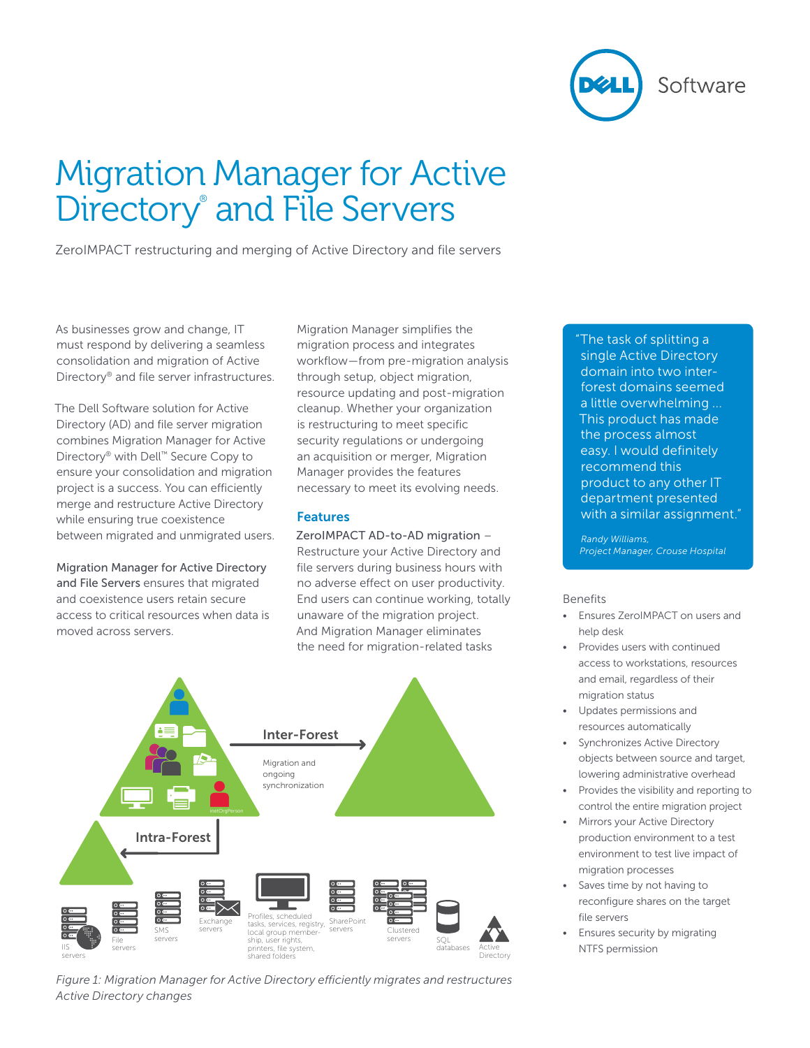# Migration Manager for Active Directory® and File Servers

ZeroIMPACT restructuring and merging of Active Directory and file servers

As businesses grow and change, IT must respond by delivering a seamless consolidation and migration of Active Directory® and file server infrastructures.

The Dell Software solution for Active Directory (AD) and file server migration combines Migration Manager for Active Directory® with Dell™ Secure Copy to ensure your consolidation and migration project is a success. You can efficiently merge and restructure Active Directory while ensuring true coexistence between migrated and unmigrated users.

Migration Manager for Active Directory and File Servers ensures that migrated and coexistence users retain secure access to critical resources when data is moved across servers.

Migration Manager simplifies the migration process and integrates workflow—from pre-migration analysis through setup, object migration, resource updating and post-migration cleanup. Whether your organization is restructuring to meet specific security regulations or undergoing an acquisition or merger, Migration Manager provides the features necessary to meet its evolving needs.

## Features

**ZeroIMPACT AD-to-AD migration** – Restructure your Active Directory and file servers during business hours with no adverse effect on user productivity. End users can continue working, totally unaware of the migration project. And Migration Manager eliminates the need for migration-related tasks

*Figure 1: Migration Manager for Active Directory efficiently migrates and restructures Active Directory changes*

> "The task of splitting a single Active Directory domain into two inter-forest domains seemed a little overwhelming ... This product has made the process almost easy. I would definitely recommend this product to any other IT department presented with a similar assignment."
>
> *Randy Williams, Project Manager, Crouse Hospital*

### Benefits

- Ensures ZeroIMPACT on users and help desk
- Provides users with continued access to workstations, resources and email, regardless of their migration status
- Updates permissions and resources automatically
- Synchronizes Active Directory objects between source and target, lowering administrative overhead
- Provides the visibility and reporting to control the entire migration project
- Mirrors your Active Directory production environment to a test environment to test live impact of migration processes
- Saves time by not having to reconfigure shares on the target file servers
- Ensures security by migrating NTFS permission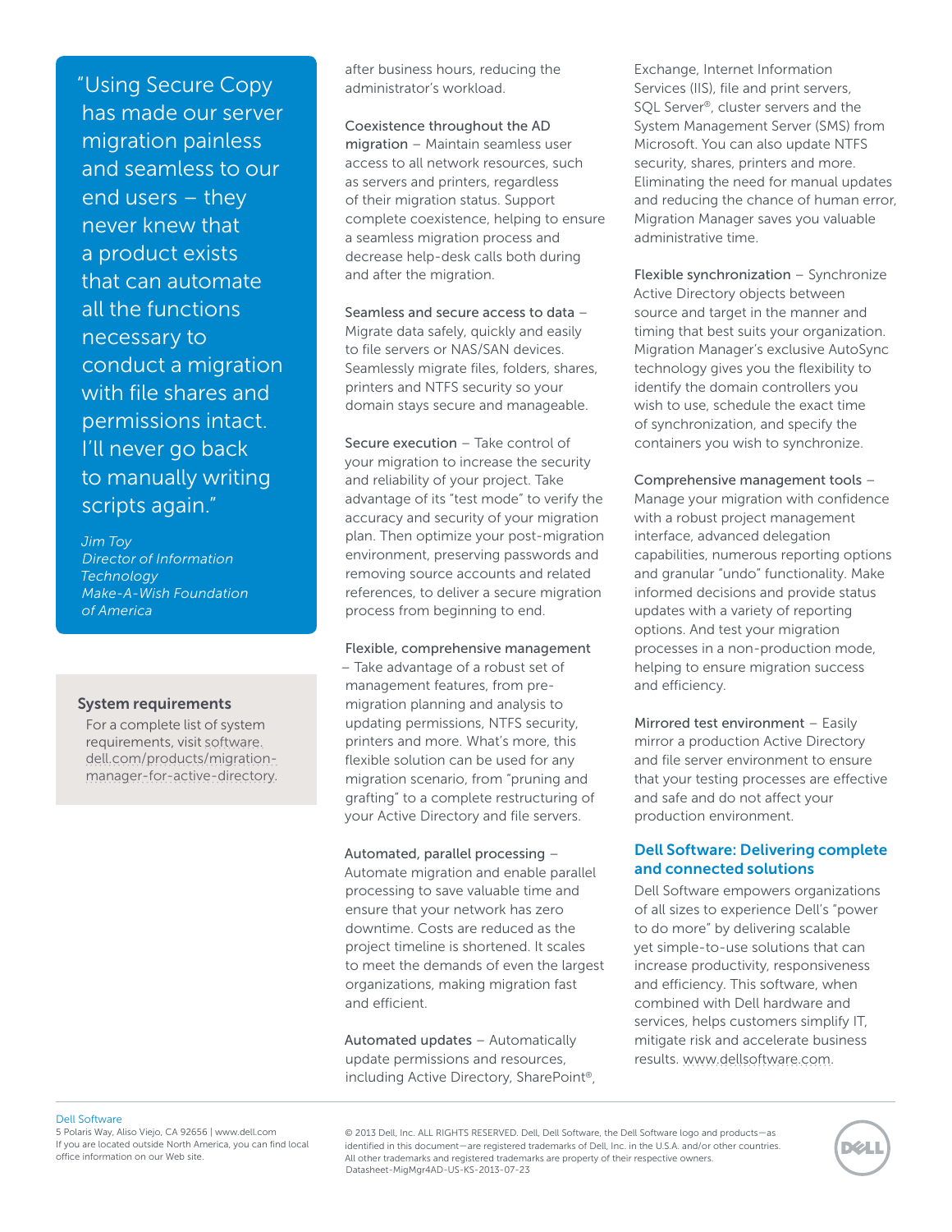> "Using Secure Copy has made our server migration painless and seamless to our end users – they never knew that a product exists that can automate all the functions necessary to conduct a migration with file shares and permissions intact. I'll never go back to manually writing scripts again."
>
> *Jim Toy*
> *Director of Information Technology*
> *Make-A-Wish Foundation of America*

**System requirements**

For a complete list of system requirements, visit software.dell.com/products/migration-manager-for-active-directory.

after business hours, reducing the administrator's workload.

**Coexistence throughout the AD migration** – Maintain seamless user access to all network resources, such as servers and printers, regardless of their migration status. Support complete coexistence, helping to ensure a seamless migration process and decrease help-desk calls both during and after the migration.

**Seamless and secure access to data** – Migrate data safely, quickly and easily to file servers or NAS/SAN devices. Seamlessly migrate files, folders, shares, printers and NTFS security so your domain stays secure and manageable.

**Secure execution** – Take control of your migration to increase the security and reliability of your project. Take advantage of its "test mode" to verify the accuracy and security of your migration plan. Then optimize your post-migration environment, preserving passwords and removing source accounts and related references, to deliver a secure migration process from beginning to end.

**Flexible, comprehensive management** – Take advantage of a robust set of management features, from pre-migration planning and analysis to updating permissions, NTFS security, printers and more. What's more, this flexible solution can be used for any migration scenario, from "pruning and grafting" to a complete restructuring of your Active Directory and file servers.

**Automated, parallel processing** – Automate migration and enable parallel processing to save valuable time and ensure that your network has zero downtime. Costs are reduced as the project timeline is shortened. It scales to meet the demands of even the largest organizations, making migration fast and efficient.

**Automated updates** – Automatically update permissions and resources, including Active Directory, SharePoint®, Exchange, Internet Information Services (IIS), file and print servers, SQL Server®, cluster servers and the System Management Server (SMS) from Microsoft. You can also update NTFS security, shares, printers and more. Eliminating the need for manual updates and reducing the chance of human error, Migration Manager saves you valuable administrative time.

**Flexible synchronization** – Synchronize Active Directory objects between source and target in the manner and timing that best suits your organization. Migration Manager's exclusive AutoSync technology gives you the flexibility to identify the domain controllers you wish to use, schedule the exact time of synchronization, and specify the containers you wish to synchronize.

**Comprehensive management tools** – Manage your migration with confidence with a robust project management interface, advanced delegation capabilities, numerous reporting options and granular "undo" functionality. Make informed decisions and provide status updates with a variety of reporting options. And test your migration processes in a non-production mode, helping to ensure migration success and efficiency.

**Mirrored test environment** – Easily mirror a production Active Directory and file server environment to ensure that your testing processes are effective and safe and do not affect your production environment.

## Dell Software: Delivering complete and connected solutions

Dell Software empowers organizations of all sizes to experience Dell's "power to do more" by delivering scalable yet simple-to-use solutions that can increase productivity, responsiveness and efficiency. This software, when combined with Dell hardware and services, helps customers simplify IT, mitigate risk and accelerate business results. www.dellsoftware.com.

Dell Software
5 Polaris Way, Aliso Viejo, CA 92656 | www.dell.com
If you are located outside North America, you can find local office information on our Web site.

© 2013 Dell, Inc. ALL RIGHTS RESERVED. Dell, Dell Software, the Dell Software logo and products—as identified in this document—are registered trademarks of Dell, Inc. in the U.S.A. and/or other countries. All other trademarks and registered trademarks are property of their respective owners.
Datasheet-MigMgr4AD-US-KS-2013-07-23